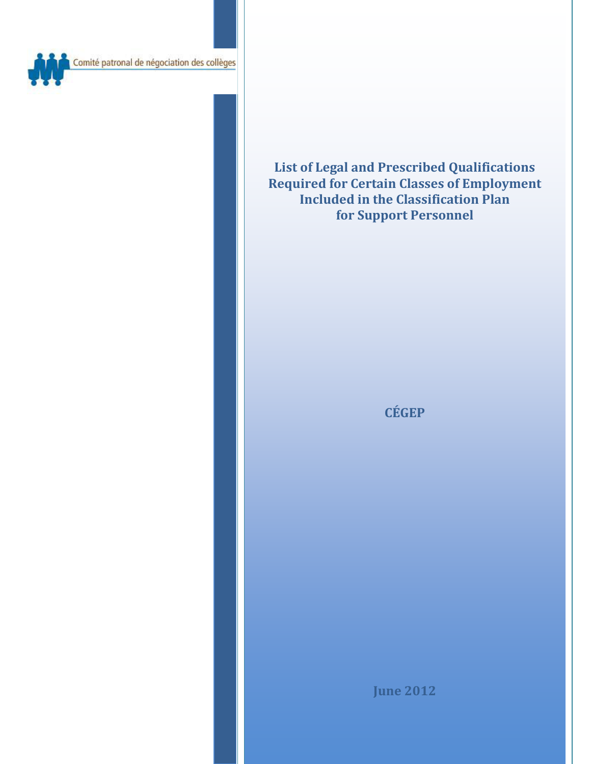Comité patronal de négociation des collèges

# List of Legal and Prescribed Qualifications Required for Certain Classes of Employment Included in the Classification Plan for Support Personnel

**CÉGEP**

**June 2012**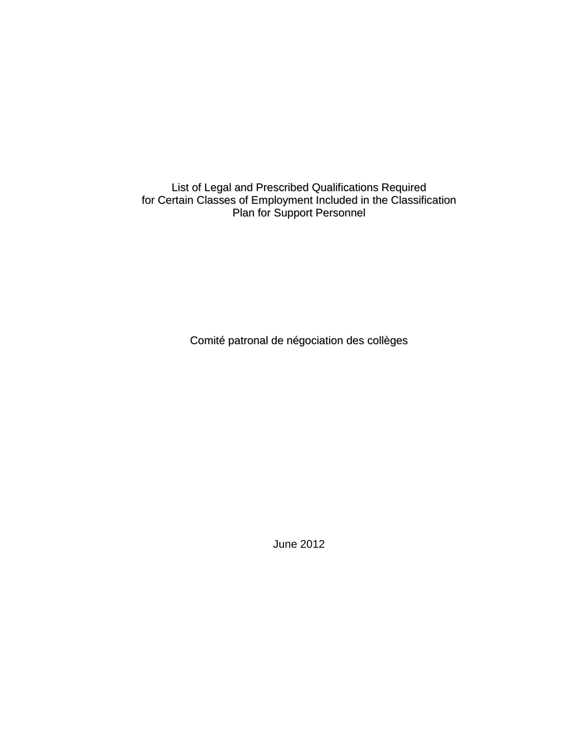# List of Legal and Prescribed Qualifications Required for Certain Classes of Employment Included in the Classification Plan for Support Personnel

Comité patronal de négociation des collèges

June 2012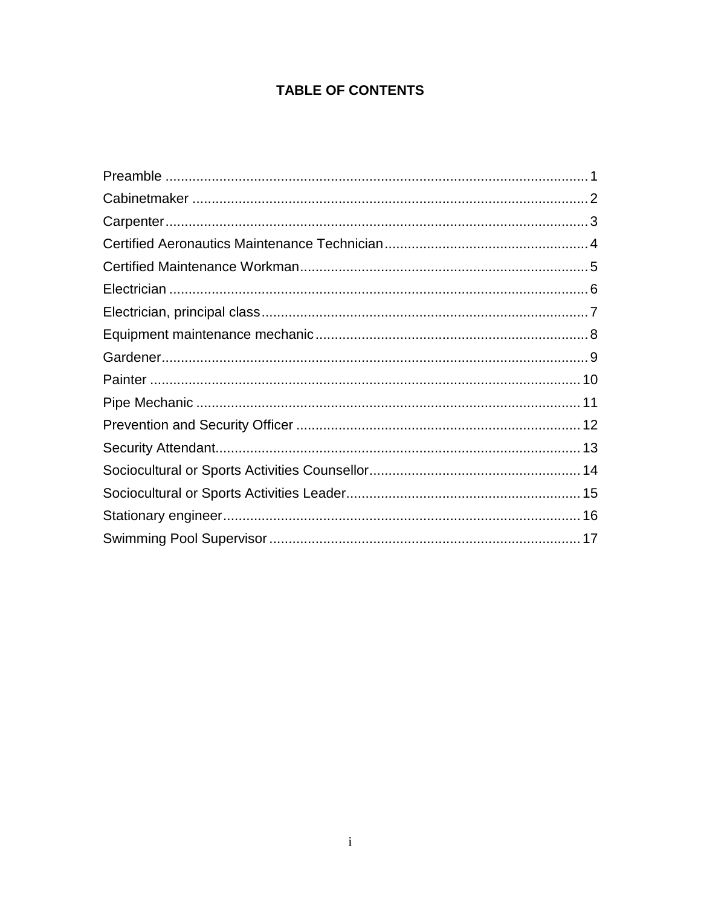# TABLE OF CONTENTS

Preamble ............................................................................................................. 1
Cabinetmaker ....................................................................................................... 2
Carpenter.............................................................................................................. 3
Certified Aeronautics Maintenance Technician..................................................... 4
Certified Maintenance Workman........................................................................... 5
Electrician ............................................................................................................. 6
Electrician, principal class..................................................................................... 7
Equipment maintenance mechanic....................................................................... 8
Gardener............................................................................................................... 9
Painter ................................................................................................................ 10
Pipe Mechanic .................................................................................................... 11
Prevention and Security Officer .......................................................................... 12
Security Attendant............................................................................................... 13
Sociocultural or Sports Activities Counsellor....................................................... 14
Sociocultural or Sports Activities Leader............................................................. 15
Stationary engineer............................................................................................. 16
Swimming Pool Supervisor ................................................................................. 17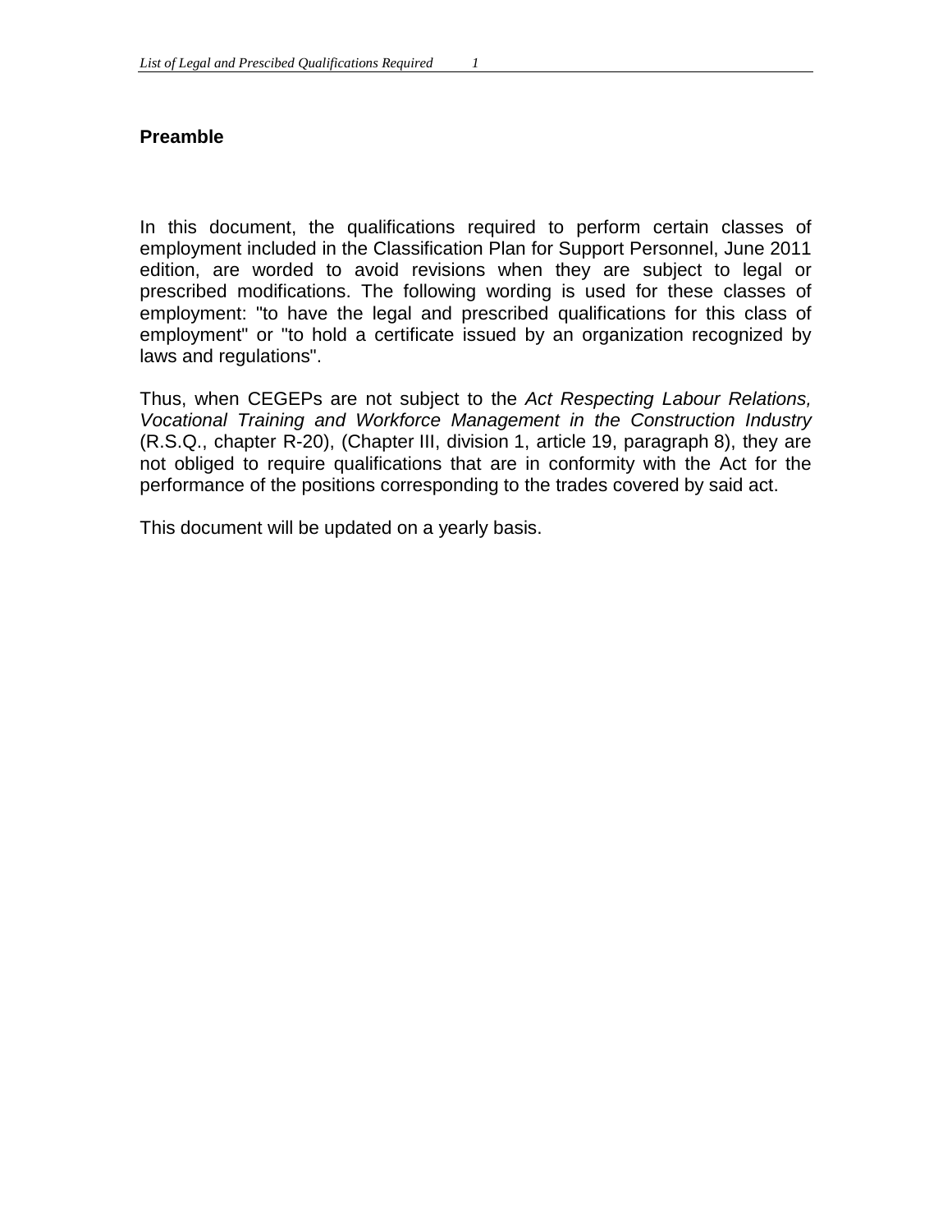## Preamble

In this document, the qualifications required to perform certain classes of employment included in the Classification Plan for Support Personnel, June 2011 edition, are worded to avoid revisions when they are subject to legal or prescribed modifications. The following wording is used for these classes of employment: "to have the legal and prescribed qualifications for this class of employment" or "to hold a certificate issued by an organization recognized by laws and regulations".

Thus, when CEGEPs are not subject to the *Act Respecting Labour Relations, Vocational Training and Workforce Management in the Construction Industry* (R.S.Q., chapter R-20), (Chapter III, division 1, article 19, paragraph 8), they are not obliged to require qualifications that are in conformity with the Act for the performance of the positions corresponding to the trades covered by said act.

This document will be updated on a yearly basis.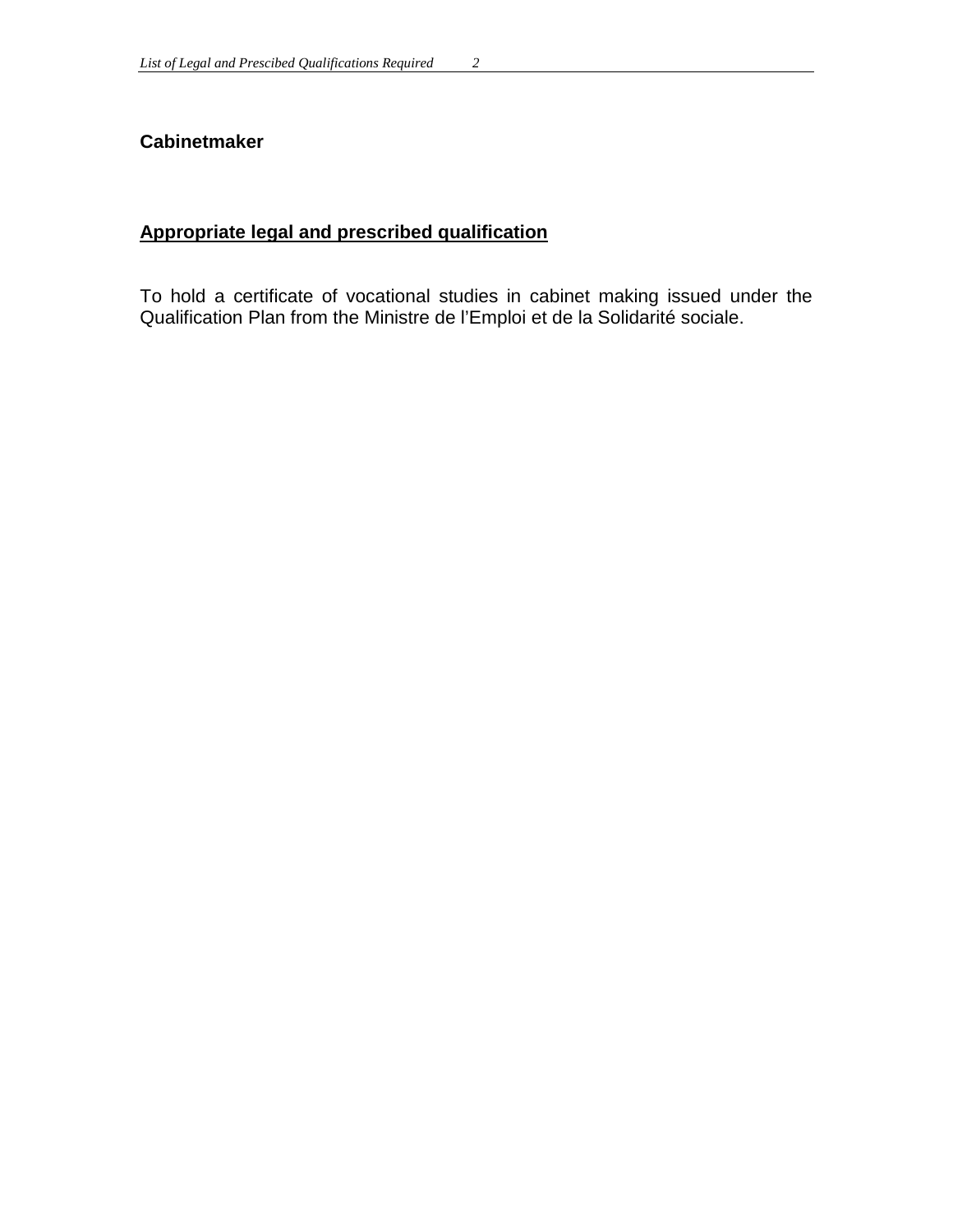## Cabinetmaker

### Appropriate legal and prescribed qualification

To hold a certificate of vocational studies in cabinet making issued under the Qualification Plan from the Ministre de l'Emploi et de la Solidarité sociale.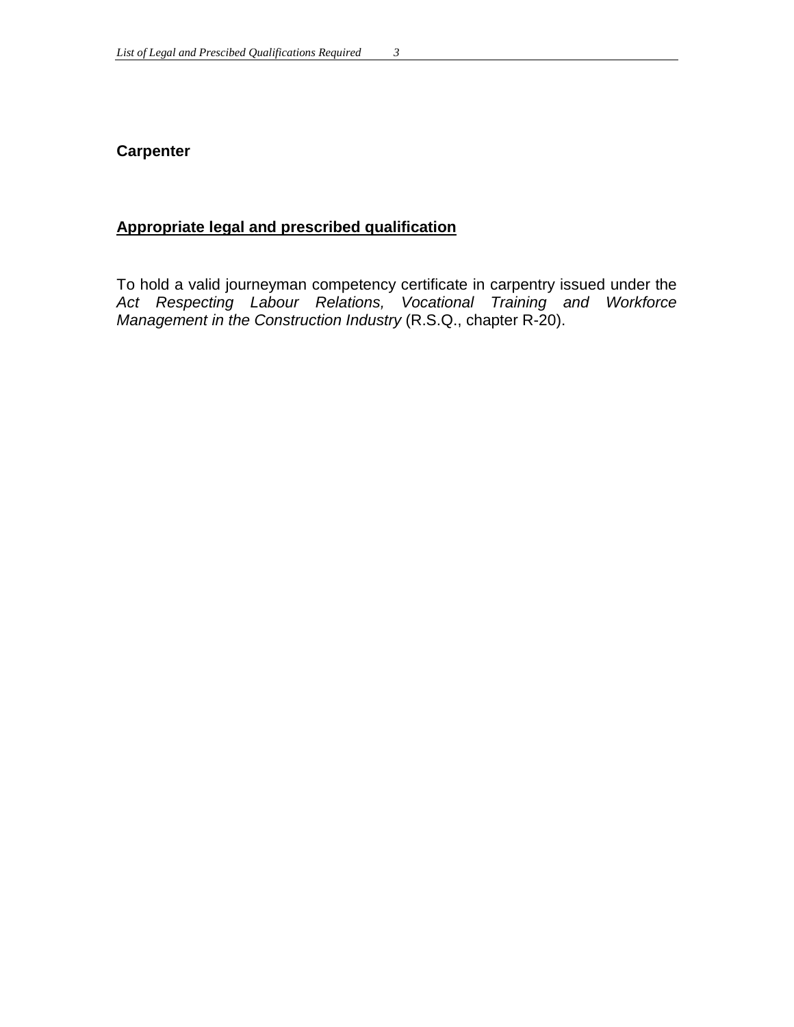## Carpenter

### Appropriate legal and prescribed qualification

To hold a valid journeyman competency certificate in carpentry issued under the *Act Respecting Labour Relations, Vocational Training and Workforce Management in the Construction Industry* (R.S.Q., chapter R-20).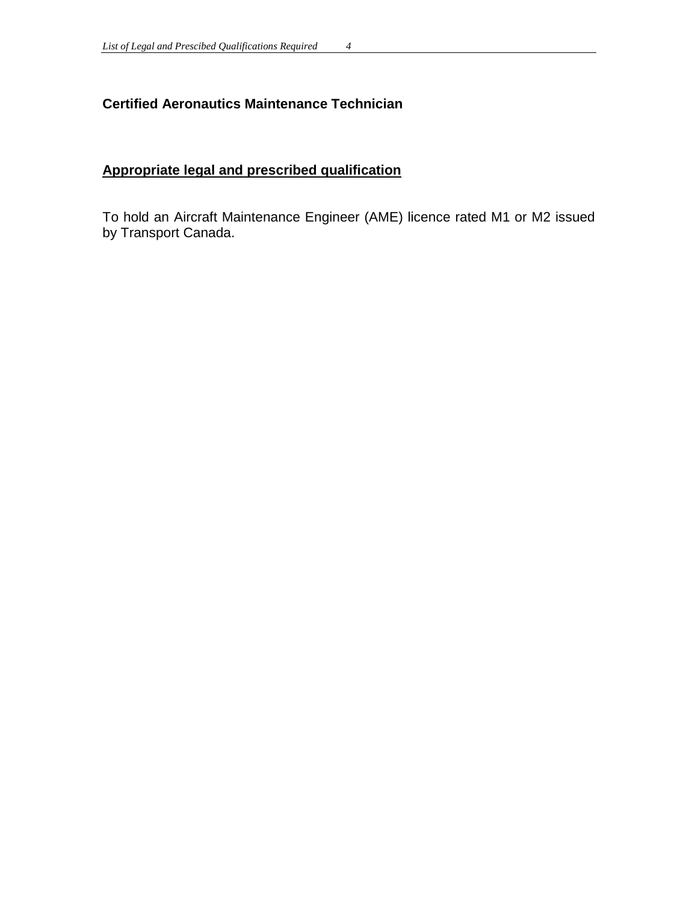## Certified Aeronautics Maintenance Technician

### Appropriate legal and prescribed qualification

To hold an Aircraft Maintenance Engineer (AME) licence rated M1 or M2 issued by Transport Canada.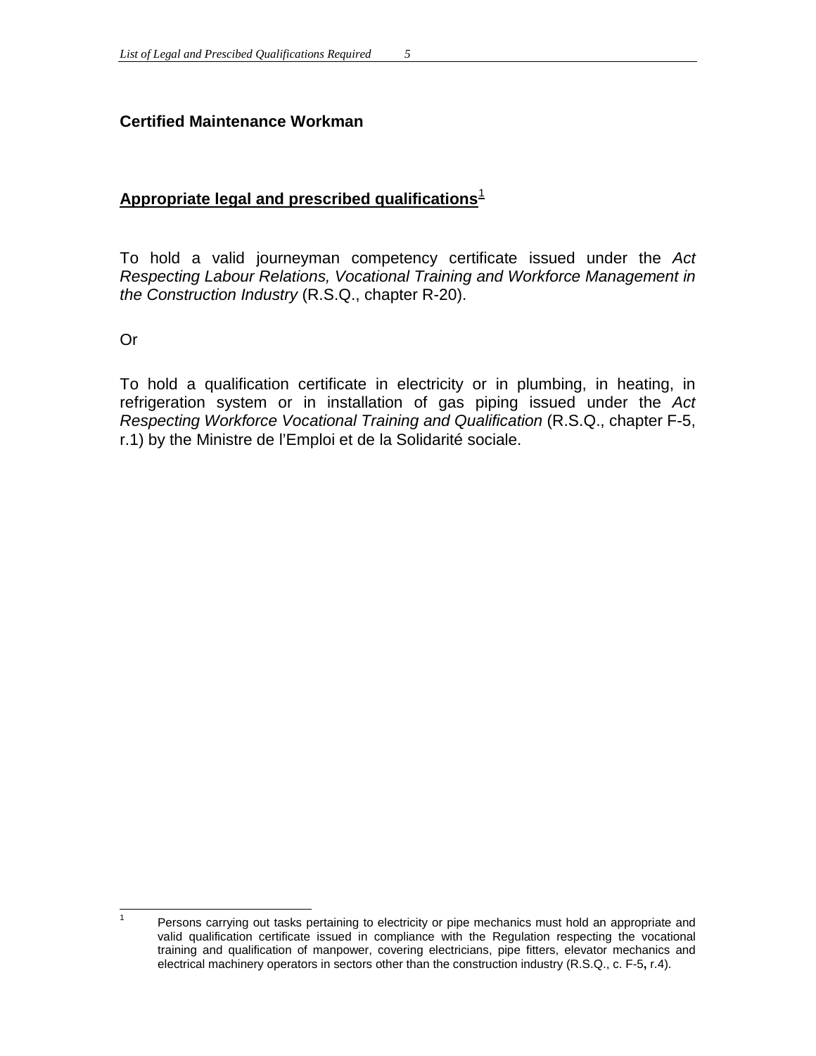**Certified Maintenance Workman**

**Appropriate legal and prescribed qualifications**[1]

To hold a valid journeyman competency certificate issued under the *Act Respecting Labour Relations, Vocational Training and Workforce Management in the Construction Industry* (R.S.Q., chapter R-20).

Or

To hold a qualification certificate in electricity or in plumbing, in heating, in refrigeration system or in installation of gas piping issued under the *Act Respecting Workforce Vocational Training and Qualification* (R.S.Q., chapter F-5, r.1) by the Ministre de l'Emploi et de la Solidarité sociale.

---

[1] Persons carrying out tasks pertaining to electricity or pipe mechanics must hold an appropriate and valid qualification certificate issued in compliance with the Regulation respecting the vocational training and qualification of manpower, covering electricians, pipe fitters, elevator mechanics and electrical machinery operators in sectors other than the construction industry (R.S.Q., c. F-5**,** r.4).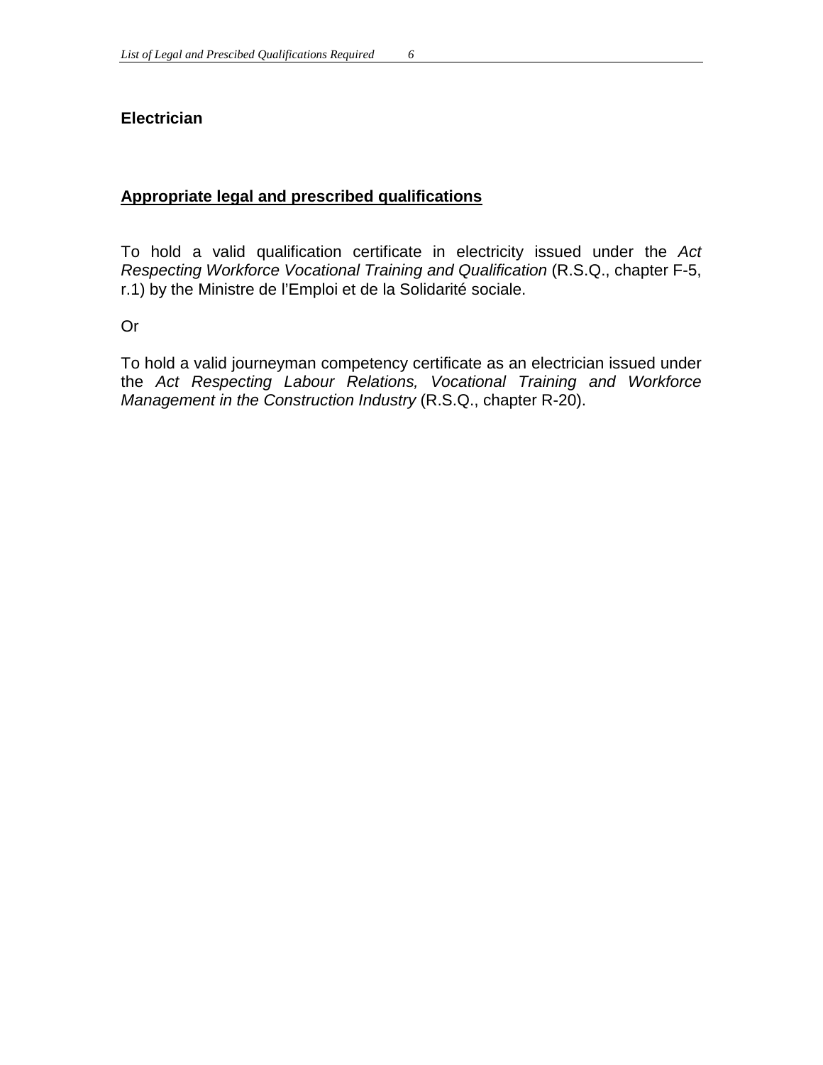## Electrician

### Appropriate legal and prescribed qualifications

To hold a valid qualification certificate in electricity issued under the *Act Respecting Workforce Vocational Training and Qualification* (R.S.Q., chapter F-5, r.1) by the Ministre de l'Emploi et de la Solidarité sociale.

Or

To hold a valid journeyman competency certificate as an electrician issued under the *Act Respecting Labour Relations, Vocational Training and Workforce Management in the Construction Industry* (R.S.Q., chapter R-20).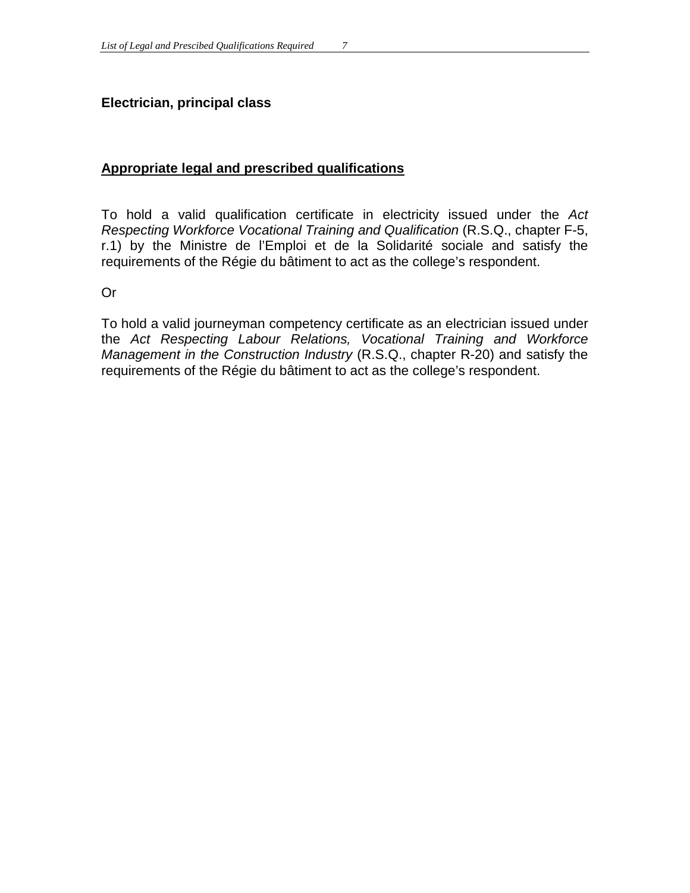## Electrician, principal class

### <u>Appropriate legal and prescribed qualifications</u>

To hold a valid qualification certificate in electricity issued under the *Act Respecting Workforce Vocational Training and Qualification* (R.S.Q., chapter F-5, r.1) by the Ministre de l'Emploi et de la Solidarité sociale and satisfy the requirements of the Régie du bâtiment to act as the college's respondent.

Or

To hold a valid journeyman competency certificate as an electrician issued under the *Act Respecting Labour Relations, Vocational Training and Workforce Management in the Construction Industry* (R.S.Q., chapter R-20) and satisfy the requirements of the Régie du bâtiment to act as the college's respondent.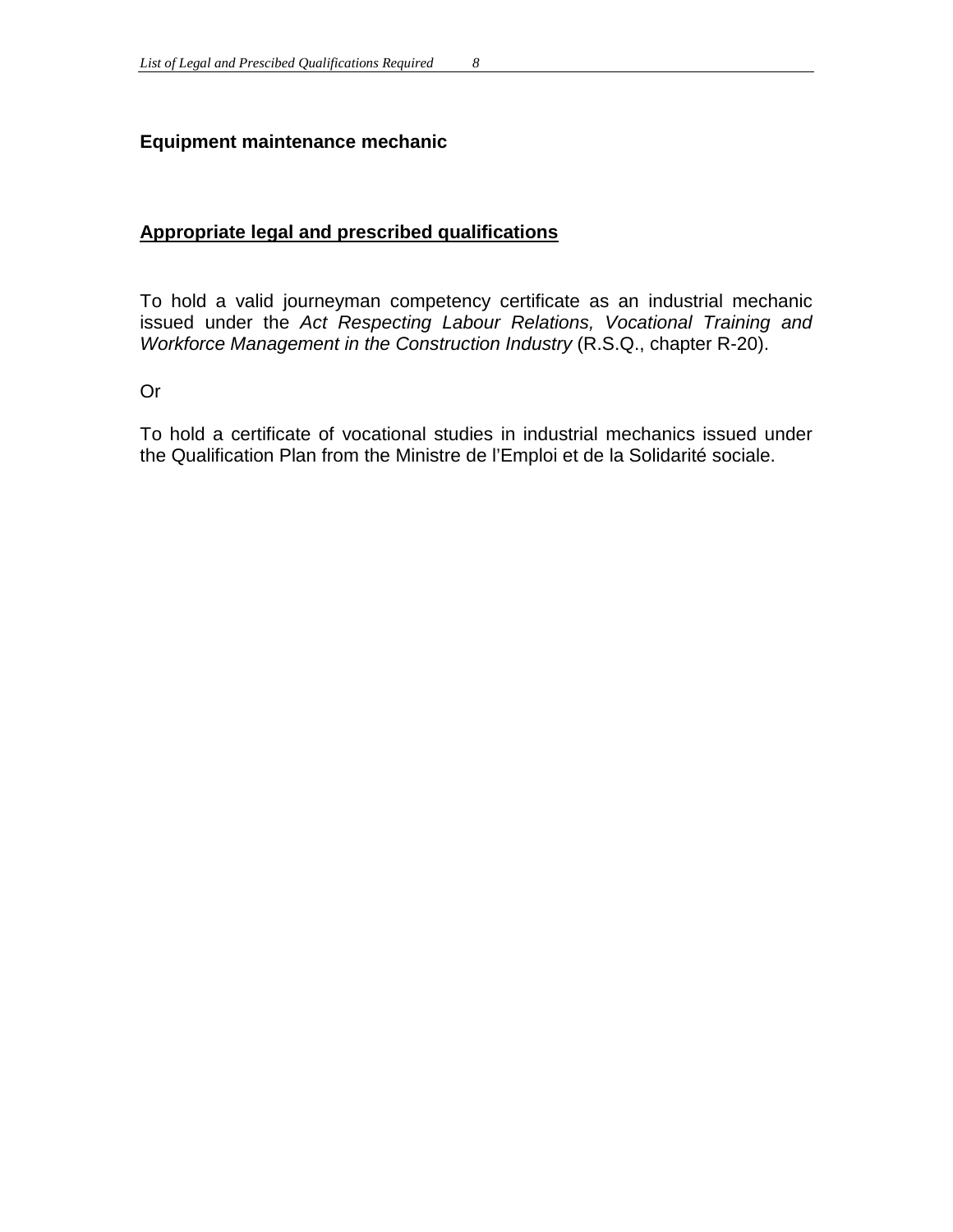## Equipment maintenance mechanic

### Appropriate legal and prescribed qualifications

To hold a valid journeyman competency certificate as an industrial mechanic issued under the *Act Respecting Labour Relations, Vocational Training and Workforce Management in the Construction Industry* (R.S.Q., chapter R-20).

Or

To hold a certificate of vocational studies in industrial mechanics issued under the Qualification Plan from the Ministre de l'Emploi et de la Solidarité sociale.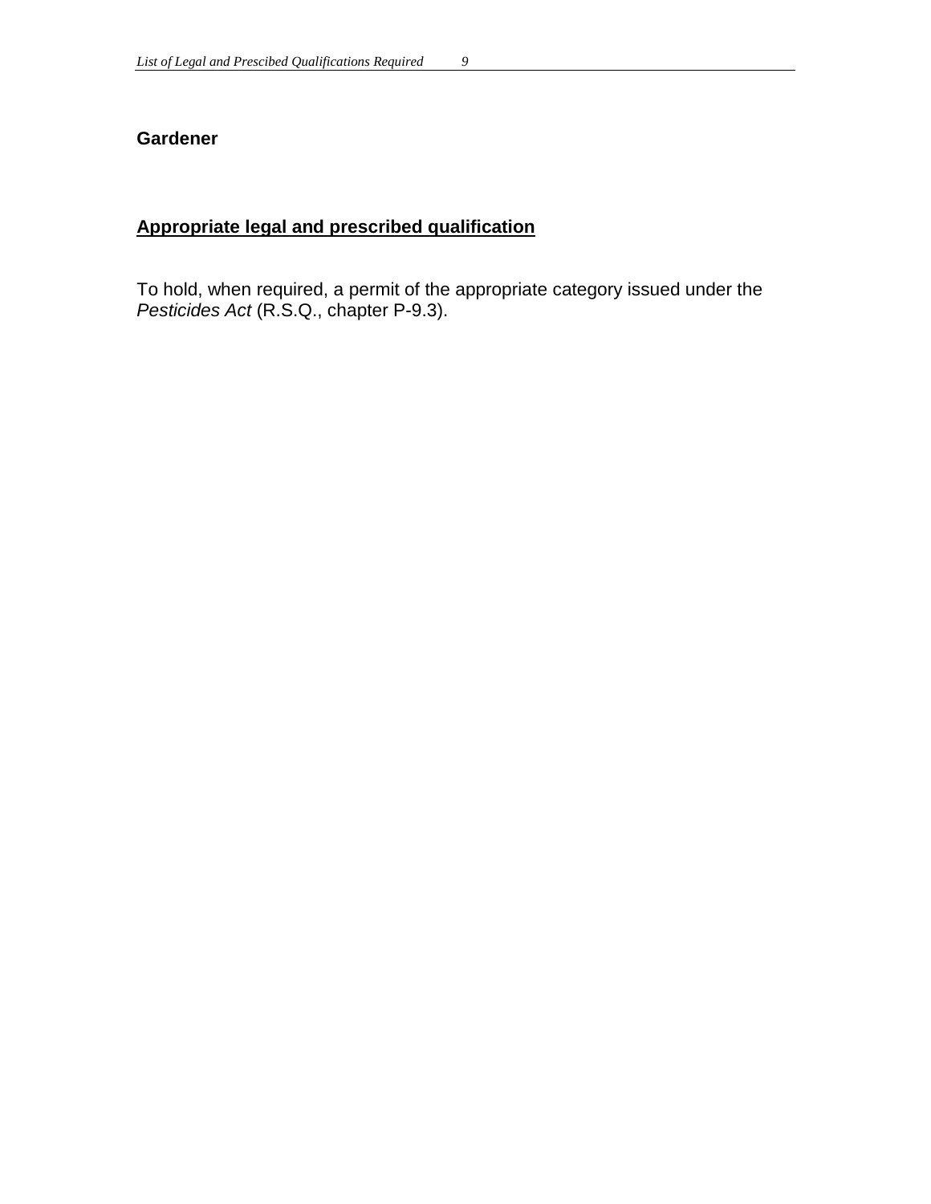**Gardener**

**Appropriate legal and prescribed qualification**

To hold, when required, a permit of the appropriate category issued under the *Pesticides Act* (R.S.Q., chapter P-9.3).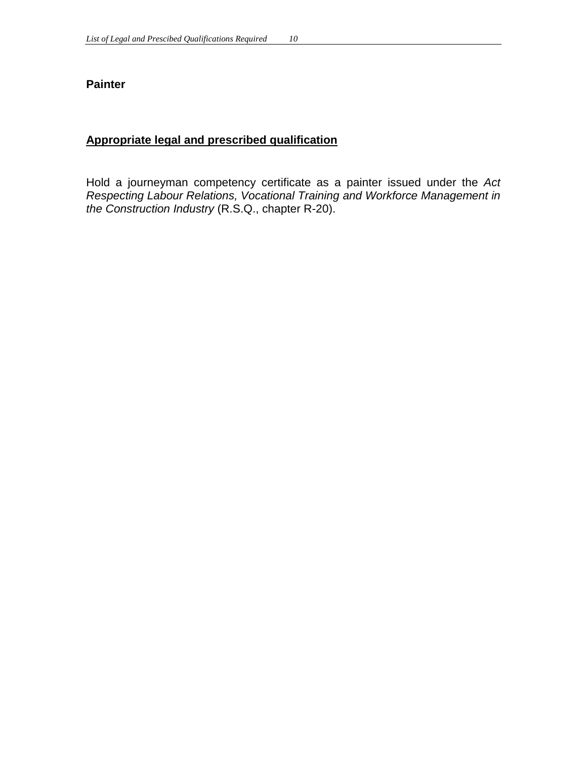**Painter**

**Appropriate legal and prescribed qualification**

Hold a journeyman competency certificate as a painter issued under the *Act Respecting Labour Relations, Vocational Training and Workforce Management in the Construction Industry* (R.S.Q., chapter R-20).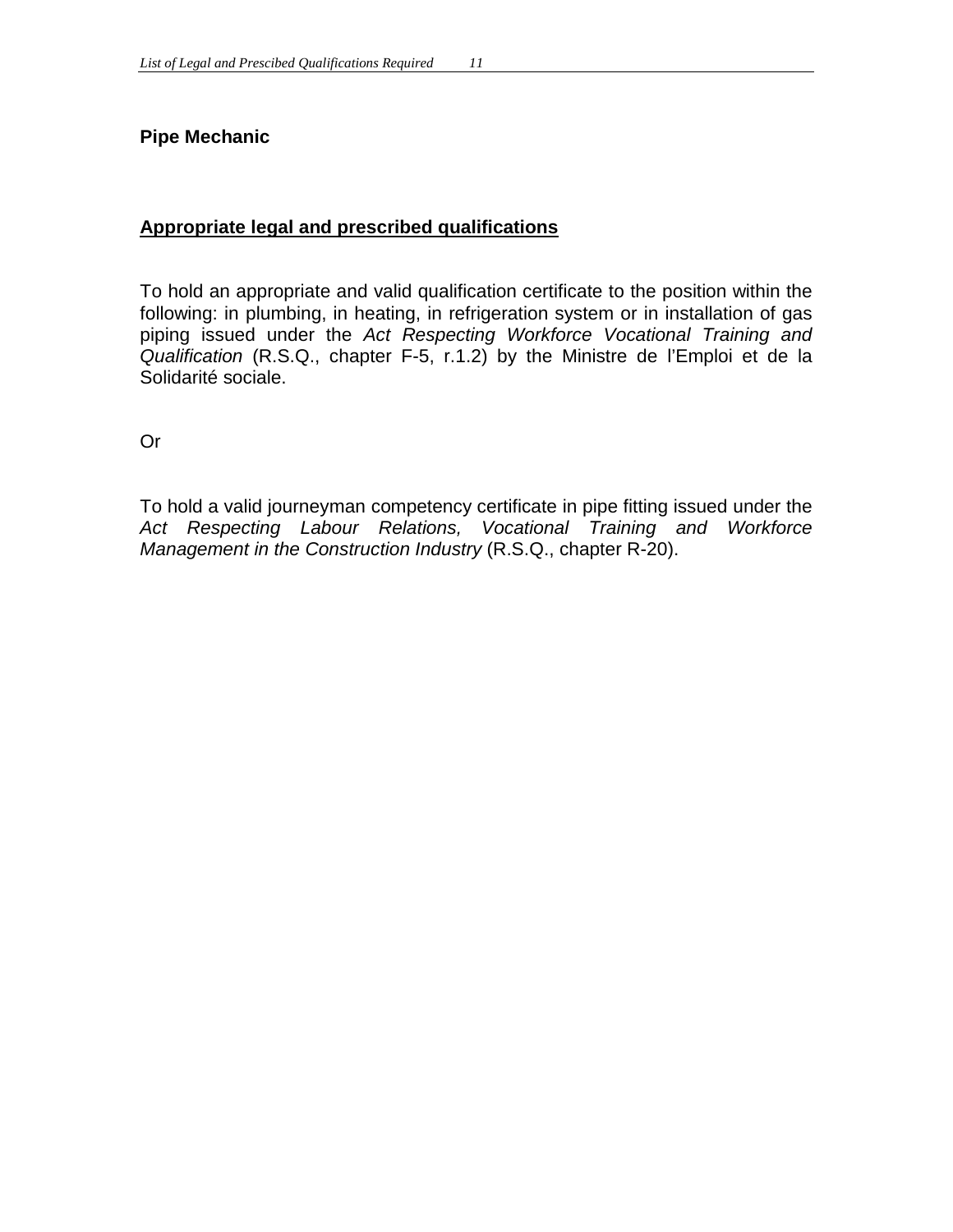**Pipe Mechanic**

**Appropriate legal and prescribed qualifications**

To hold an appropriate and valid qualification certificate to the position within the following: in plumbing, in heating, in refrigeration system or in installation of gas piping issued under the *Act Respecting Workforce Vocational Training and Qualification* (R.S.Q., chapter F-5, r.1.2) by the Ministre de l'Emploi et de la Solidarité sociale.

Or

To hold a valid journeyman competency certificate in pipe fitting issued under the *Act Respecting Labour Relations, Vocational Training and Workforce Management in the Construction Industry* (R.S.Q., chapter R-20).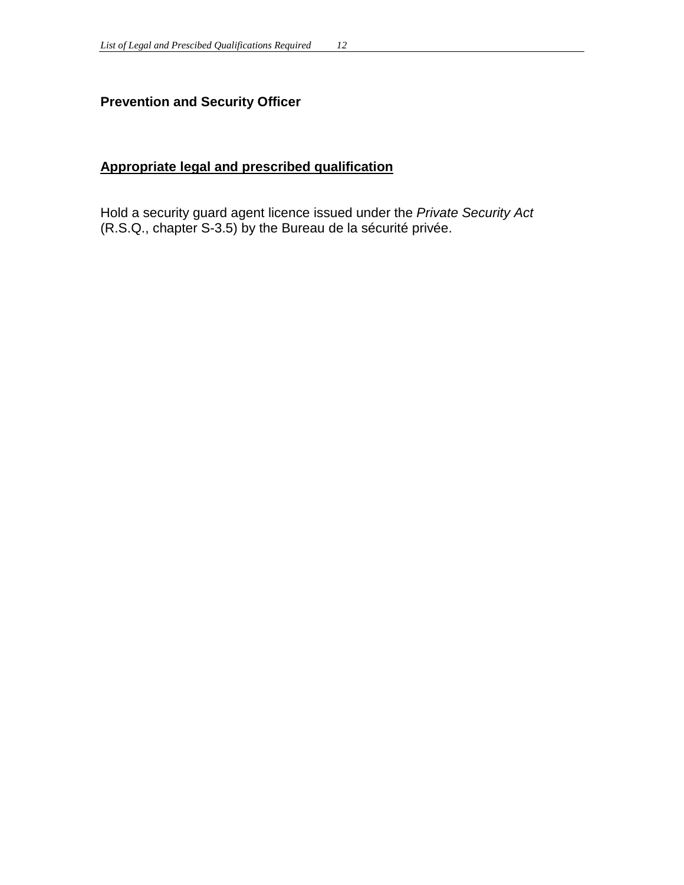## Prevention and Security Officer

### Appropriate legal and prescribed qualification

Hold a security guard agent licence issued under the *Private Security Act* (R.S.Q., chapter S-3.5) by the Bureau de la sécurité privée.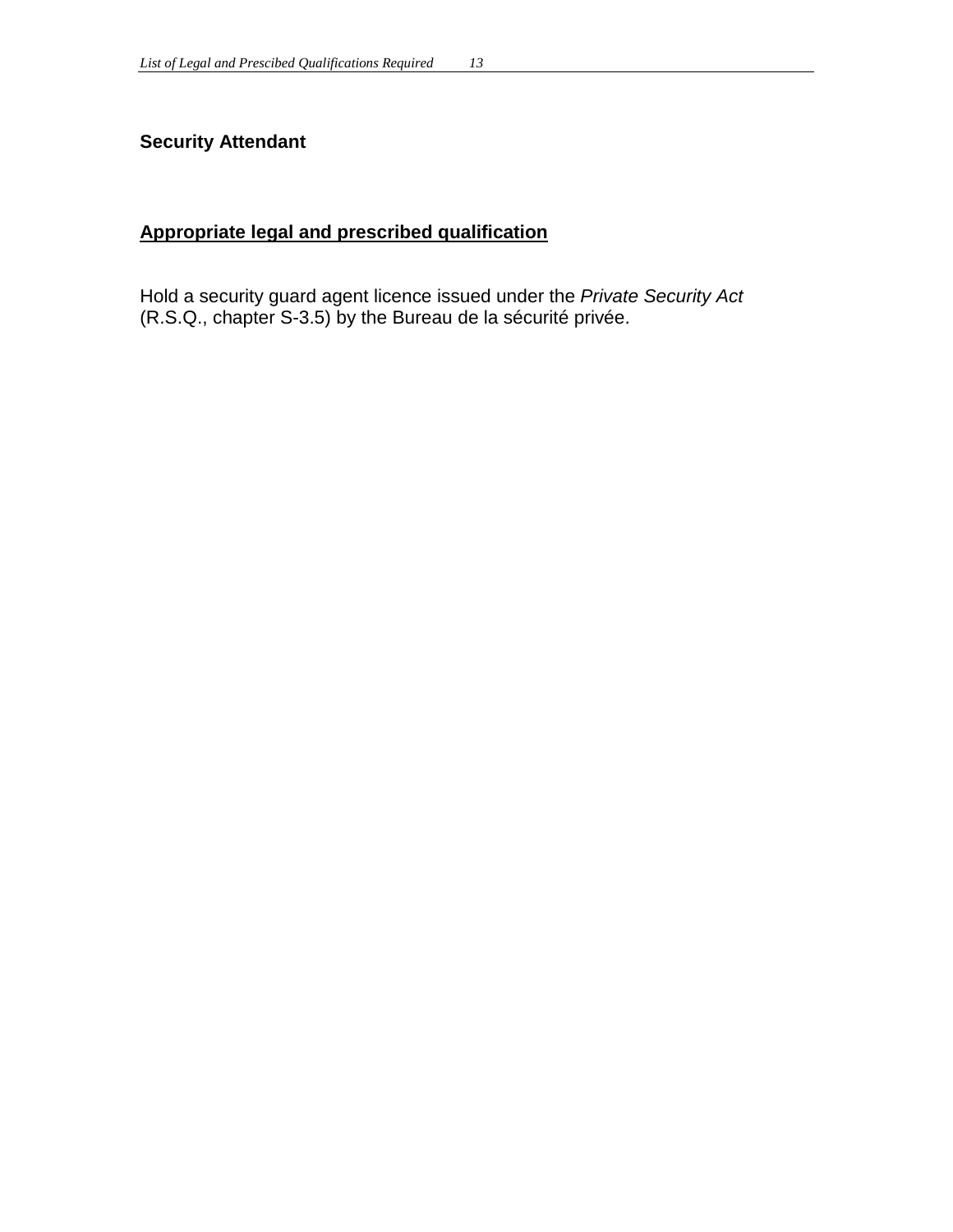## Security Attendant

**Appropriate legal and prescribed qualification**

Hold a security guard agent licence issued under the *Private Security Act* (R.S.Q., chapter S-3.5) by the Bureau de la sécurité privée.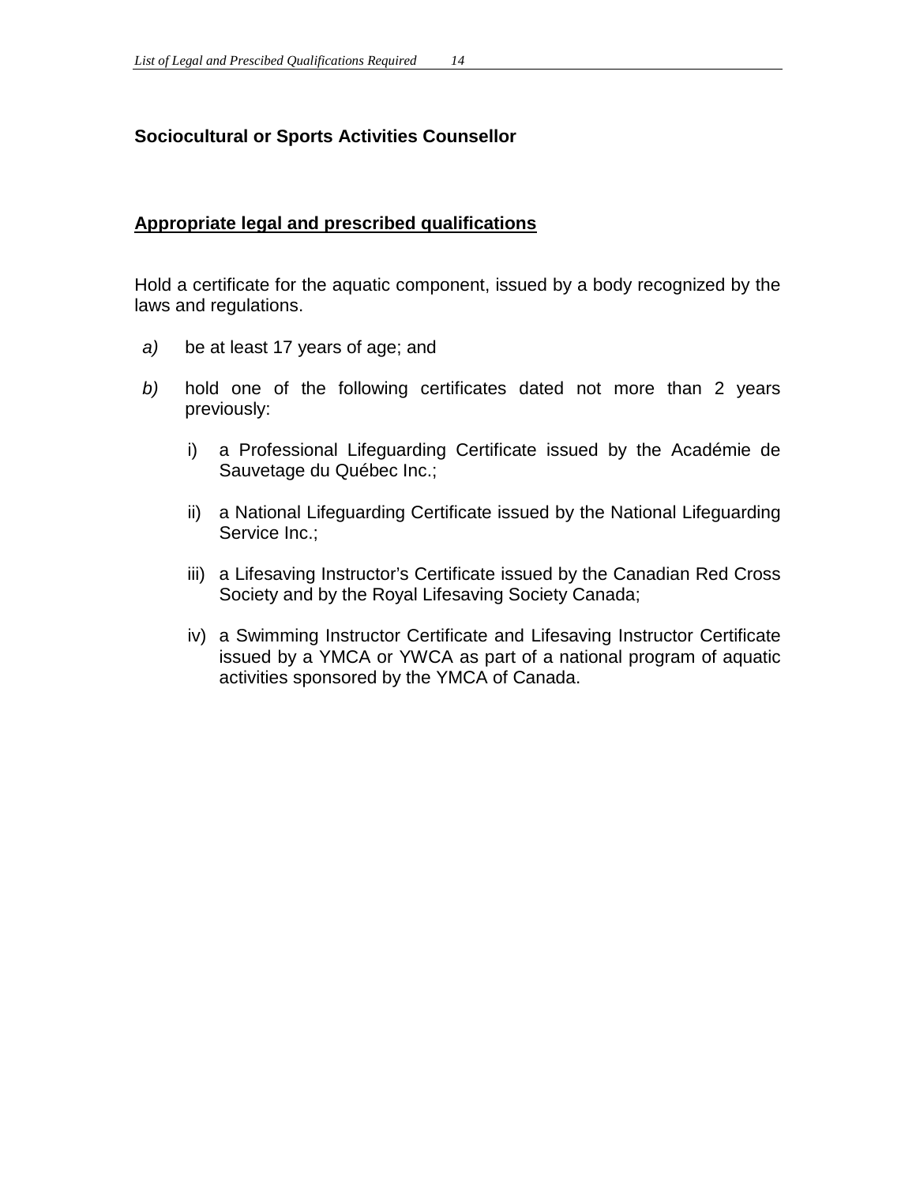## Sociocultural or Sports Activities Counsellor

### Appropriate legal and prescribed qualifications

Hold a certificate for the aquatic component, issued by a body recognized by the laws and regulations.

*a)* be at least 17 years of age; and

*b)* hold one of the following certificates dated not more than 2 years previously:

   i) a Professional Lifeguarding Certificate issued by the Académie de Sauvetage du Québec Inc.;

   ii) a National Lifeguarding Certificate issued by the National Lifeguarding Service Inc.;

   iii) a Lifesaving Instructor's Certificate issued by the Canadian Red Cross Society and by the Royal Lifesaving Society Canada;

   iv) a Swimming Instructor Certificate and Lifesaving Instructor Certificate issued by a YMCA or YWCA as part of a national program of aquatic activities sponsored by the YMCA of Canada.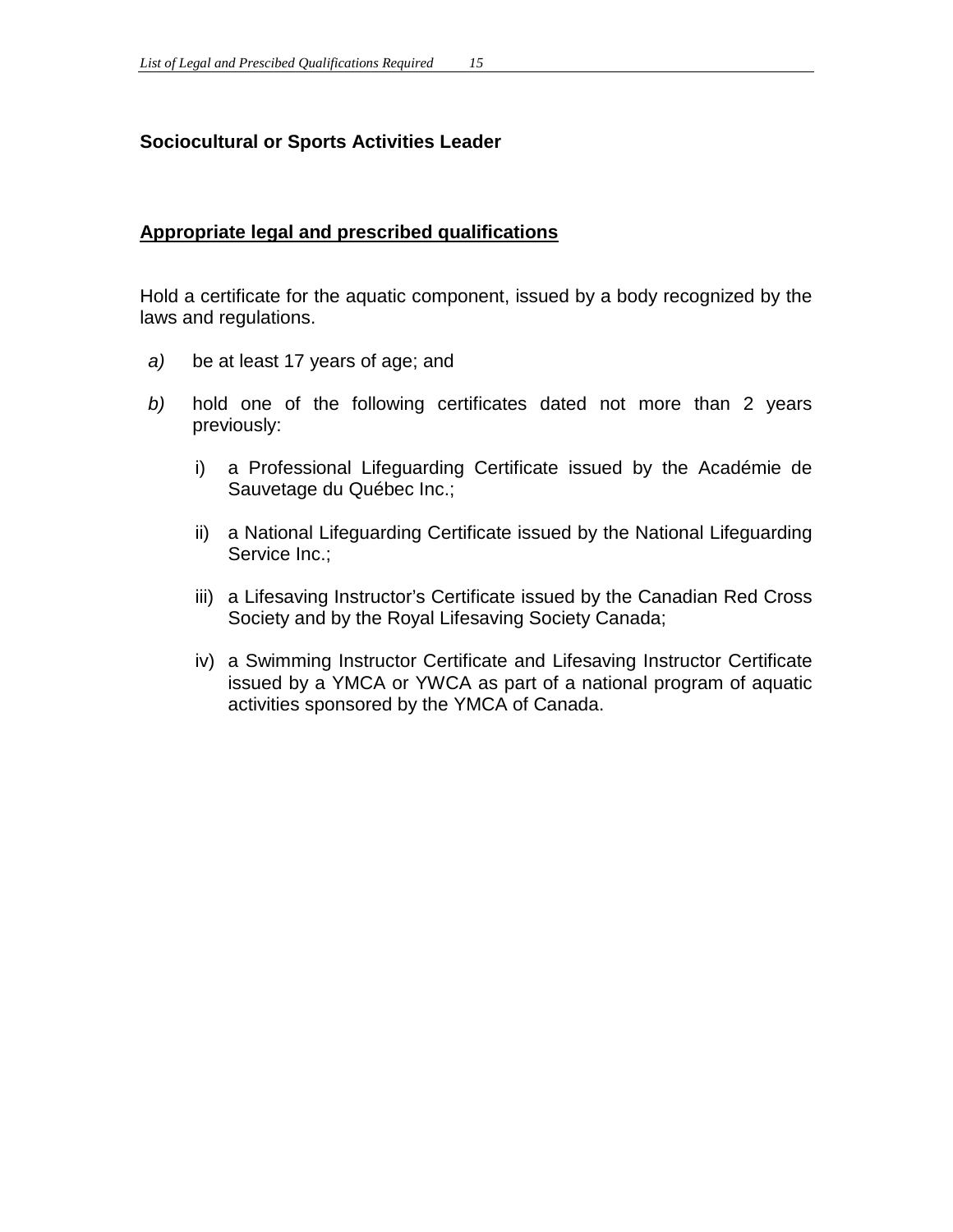**Sociocultural or Sports Activities Leader**

**Appropriate legal and prescribed qualifications**

Hold a certificate for the aquatic component, issued by a body recognized by the laws and regulations.

*a)* be at least 17 years of age; and

*b)* hold one of the following certificates dated not more than 2 years previously:

   i) a Professional Lifeguarding Certificate issued by the Académie de Sauvetage du Québec Inc.;

   ii) a National Lifeguarding Certificate issued by the National Lifeguarding Service Inc.;

   iii) a Lifesaving Instructor's Certificate issued by the Canadian Red Cross Society and by the Royal Lifesaving Society Canada;

   iv) a Swimming Instructor Certificate and Lifesaving Instructor Certificate issued by a YMCA or YWCA as part of a national program of aquatic activities sponsored by the YMCA of Canada.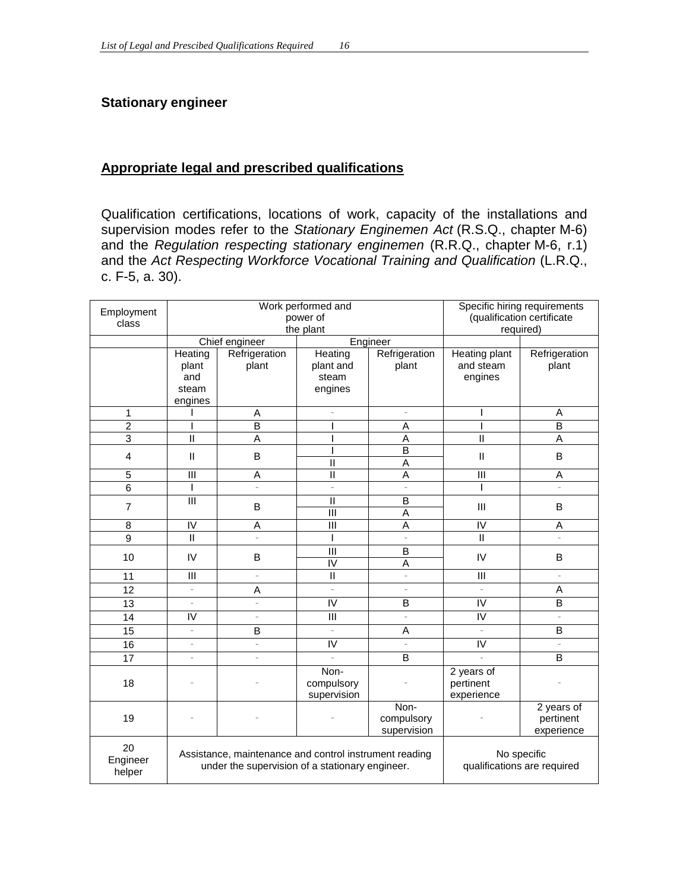## Stationary engineer

### Appropriate legal and prescribed qualifications

Qualification certifications, locations of work, capacity of the installations and supervision modes refer to the *Stationary Enginemen Act* (R.S.Q., chapter M-6) and the *Regulation respecting stationary enginemen* (R.R.Q., chapter M-6, r.1) and the *Act Respecting Workforce Vocational Training and Qualification* (L.R.Q., c. F-5, a. 30).

| Employment class | Work performed and power of the plant | | | | Specific hiring requirements (qualification certificate required) | |
|---|---|---|---|---|---|---|
| | Chief engineer | | Engineer | | | |
| | Heating plant and steam engines | Refrigeration plant | Heating plant and steam engines | Refrigeration plant | Heating plant and steam engines | Refrigeration plant |
| 1 | I | A | - | - | I | A |
| 2 | I | B | I | A | I | B |
| 3 | II | A | I | A | II | A |
| 4 | II | B | I | B | II | B |
| | | | II | A | | |
| 5 | III | A | II | A | III | A |
| 6 | I | - | - | - | I | - |
| 7 | III | B | II | B | III | B |
| | | | III | A | | |
| 8 | IV | A | III | A | IV | A |
| 9 | II | - | I | - | II | - |
| 10 | IV | B | III | B | IV | B |
| | | | IV | A | | |
| 11 | III | - | II | - | III | - |
| 12 | - | A | - | - | - | A |
| 13 | - | - | IV | B | IV | B |
| 14 | IV | - | III | - | IV | - |
| 15 | - | B | - | A | - | B |
| 16 | - | - | IV | - | IV | - |
| 17 | - | - | - | B | - | B |
| 18 | - | - | Non-compulsory supervision | - | 2 years of pertinent experience | - |
| 19 | - | - | - | Non-compulsory supervision | - | 2 years of pertinent experience |
| 20 Engineer helper | Assistance, maintenance and control instrument reading under the supervision of a stationary engineer. | | | | No specific qualifications are required | |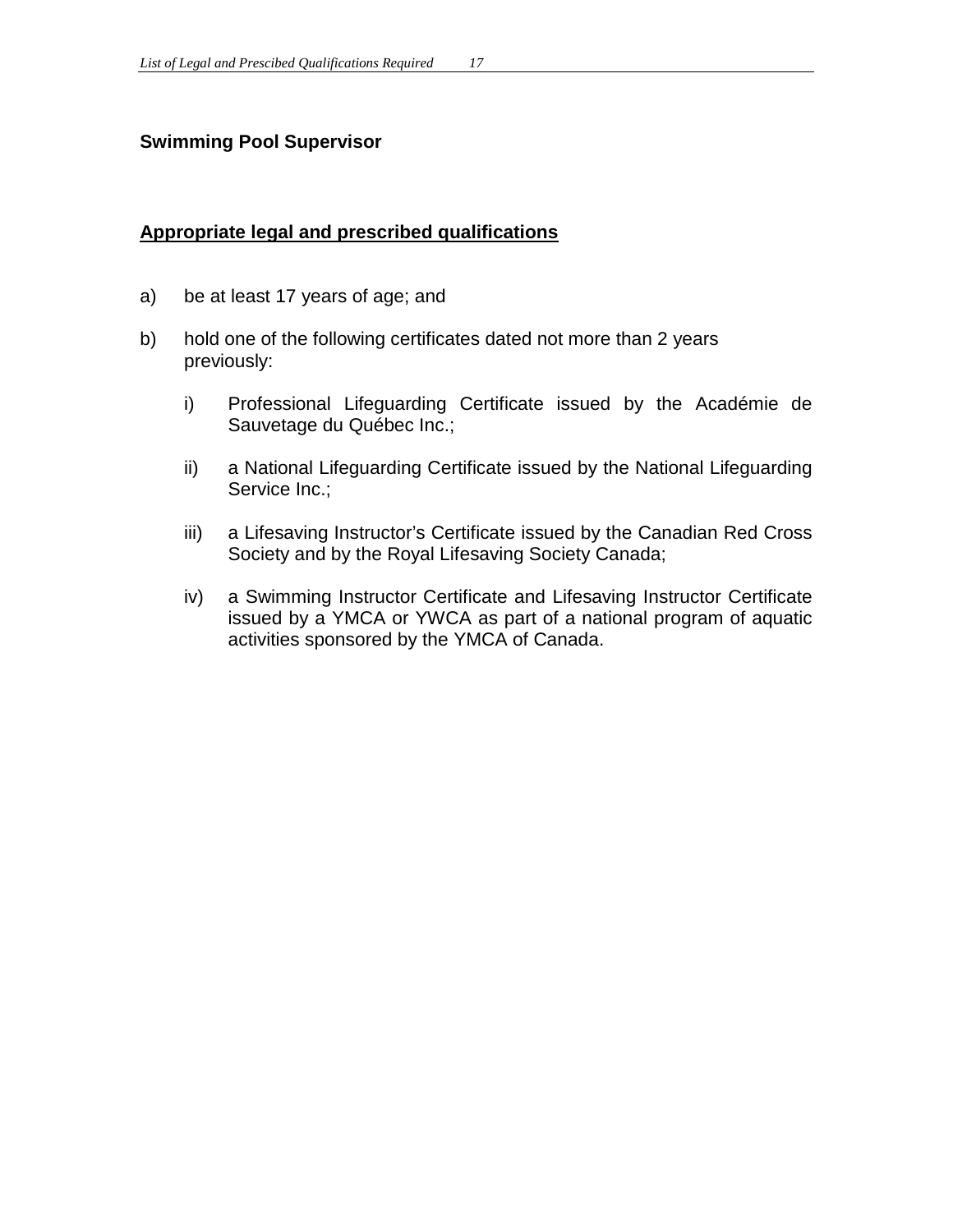## Swimming Pool Supervisor

**Appropriate legal and prescribed qualifications**

a) be at least 17 years of age; and

b) hold one of the following certificates dated not more than 2 years previously:

   i) Professional Lifeguarding Certificate issued by the Académie de Sauvetage du Québec Inc.;

   ii) a National Lifeguarding Certificate issued by the National Lifeguarding Service Inc.;

   iii) a Lifesaving Instructor's Certificate issued by the Canadian Red Cross Society and by the Royal Lifesaving Society Canada;

   iv) a Swimming Instructor Certificate and Lifesaving Instructor Certificate issued by a YMCA or YWCA as part of a national program of aquatic activities sponsored by the YMCA of Canada.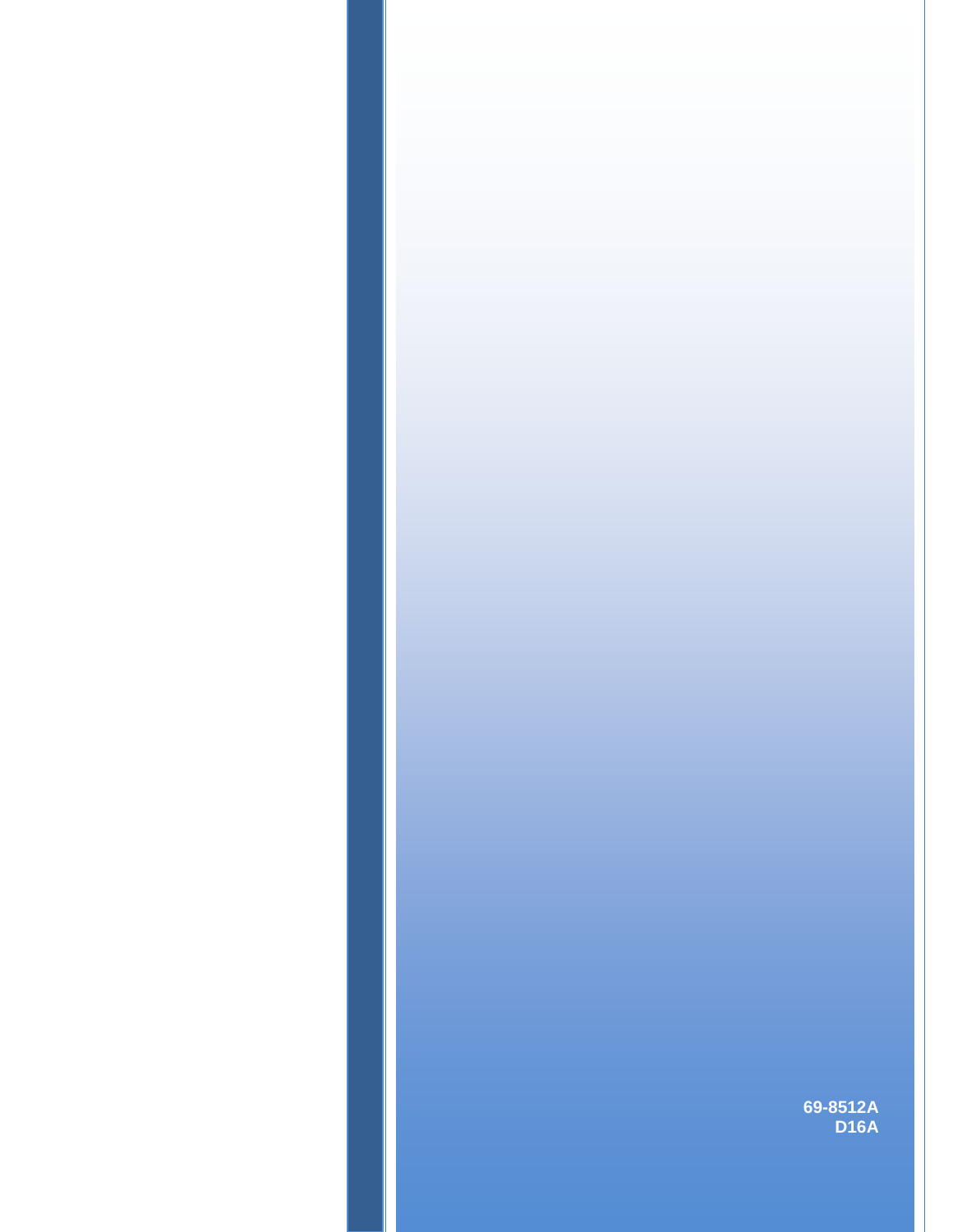69-8512A
D16A